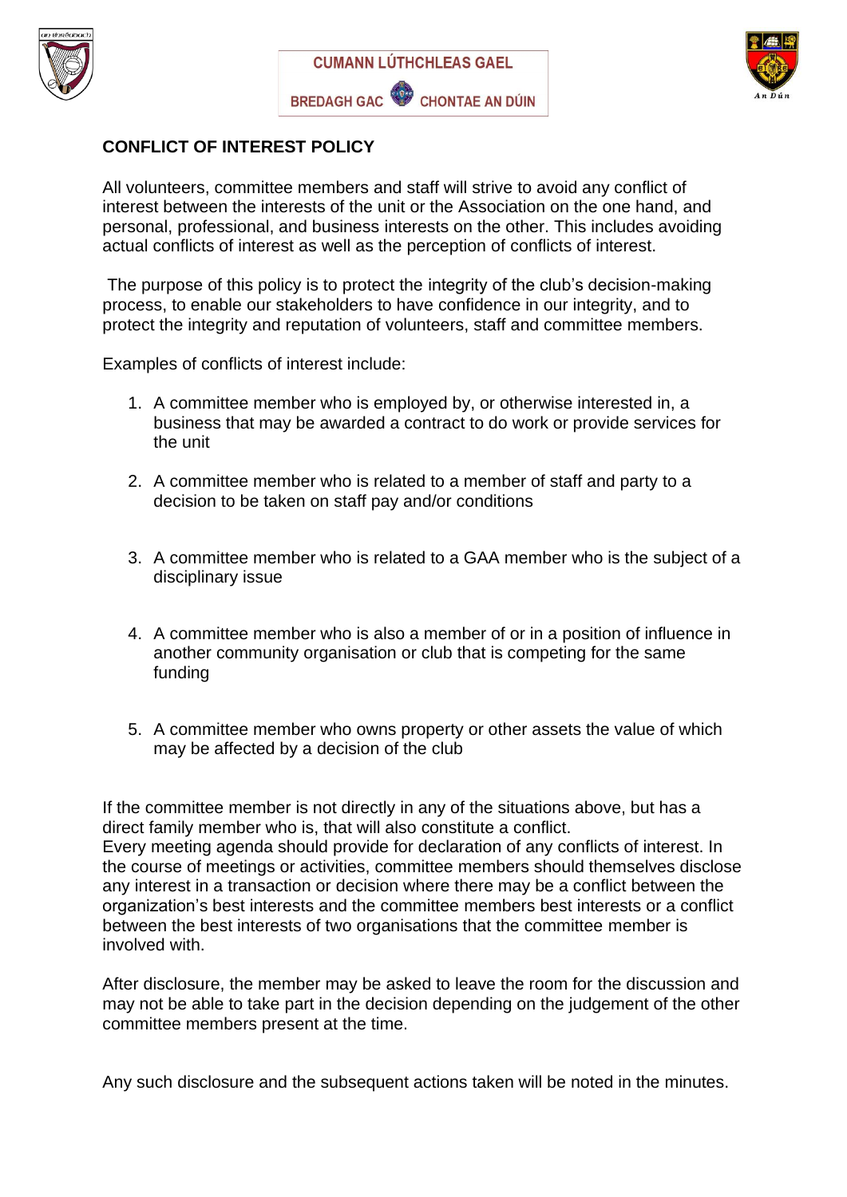CUMANN LÚTHCHLEAS GAEL

BREDAGH GAC CHONTAE AN DÚIN

## CONFLICT OF INTEREST POLICY

All volunteers, committee members and staff will strive to avoid any conflict of interest between the interests of the unit or the Association on the one hand, and personal, professional, and business interests on the other. This includes avoiding actual conflicts of interest as well as the perception of conflicts of interest.

The purpose of this policy is to protect the integrity of the club's decision-making process, to enable our stakeholders to have confidence in our integrity, and to protect the integrity and reputation of volunteers, staff and committee members.

Examples of conflicts of interest include:

1. A committee member who is employed by, or otherwise interested in, a business that may be awarded a contract to do work or provide services for the unit
2. A committee member who is related to a member of staff and party to a decision to be taken on staff pay and/or conditions
3. A committee member who is related to a GAA member who is the subject of a disciplinary issue
4. A committee member who is also a member of or in a position of influence in another community organisation or club that is competing for the same funding
5. A committee member who owns property or other assets the value of which may be affected by a decision of the club

If the committee member is not directly in any of the situations above, but has a direct family member who is, that will also constitute a conflict.
Every meeting agenda should provide for declaration of any conflicts of interest. In the course of meetings or activities, committee members should themselves disclose any interest in a transaction or decision where there may be a conflict between the organization's best interests and the committee members best interests or a conflict between the best interests of two organisations that the committee member is involved with.

After disclosure, the member may be asked to leave the room for the discussion and may not be able to take part in the decision depending on the judgement of the other committee members present at the time.

Any such disclosure and the subsequent actions taken will be noted in the minutes.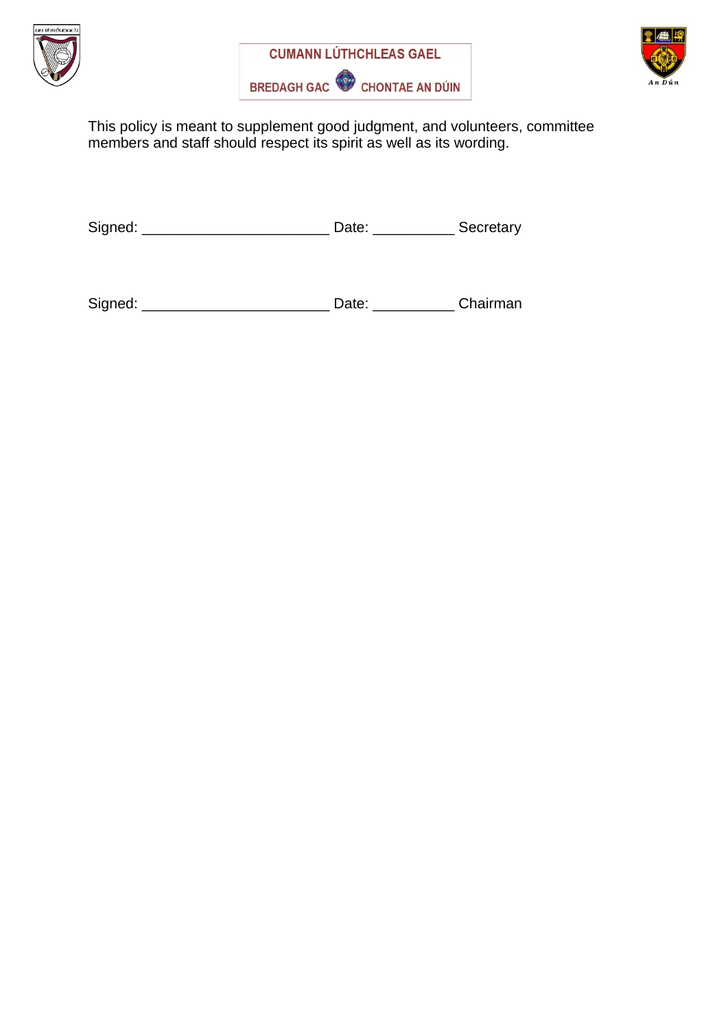CUMANN LÚTHCHLEAS GAEL

BREDAGH GAC CHONTAE AN DÚIN

This policy is meant to supplement good judgment, and volunteers, committee members and staff should respect its spirit as well as its wording.

Signed: _______________________ Date: __________ Secretary

Signed: _______________________ Date: __________ Chairman